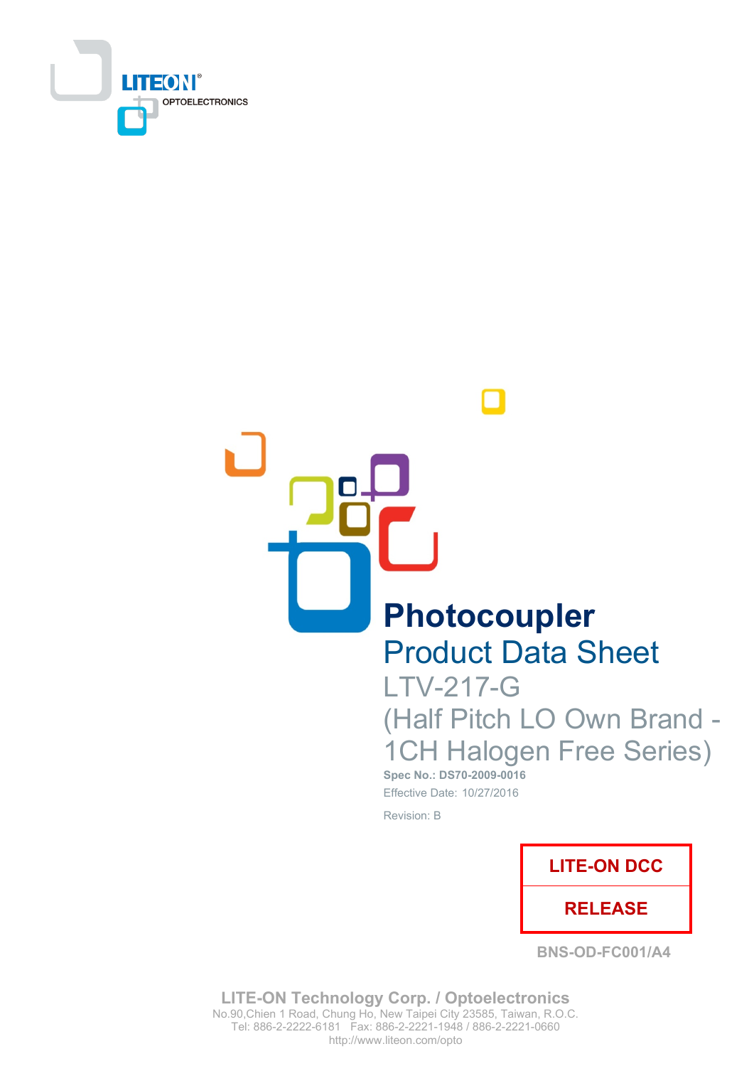LITEON
OPTOELECTRONICS

# Photocoupler

## Product Data Sheet

LTV-217-G

(Half Pitch LO Own Brand - 1CH Halogen Free Series)

**Spec No.: DS70-2009-0016**

Effective Date: 10/27/2016

Revision: B

**LITE-ON DCC**

**RELEASE**

BNS-OD-FC001/A4

**LITE-ON Technology Corp. / Optoelectronics**

No.90,Chien 1 Road, Chung Ho, New Taipei City 23585, Taiwan, R.O.C.

Tel: 886-2-2222-6181 Fax: 886-2-2221-1948 / 886-2-2221-0660

http://www.liteon.com/opto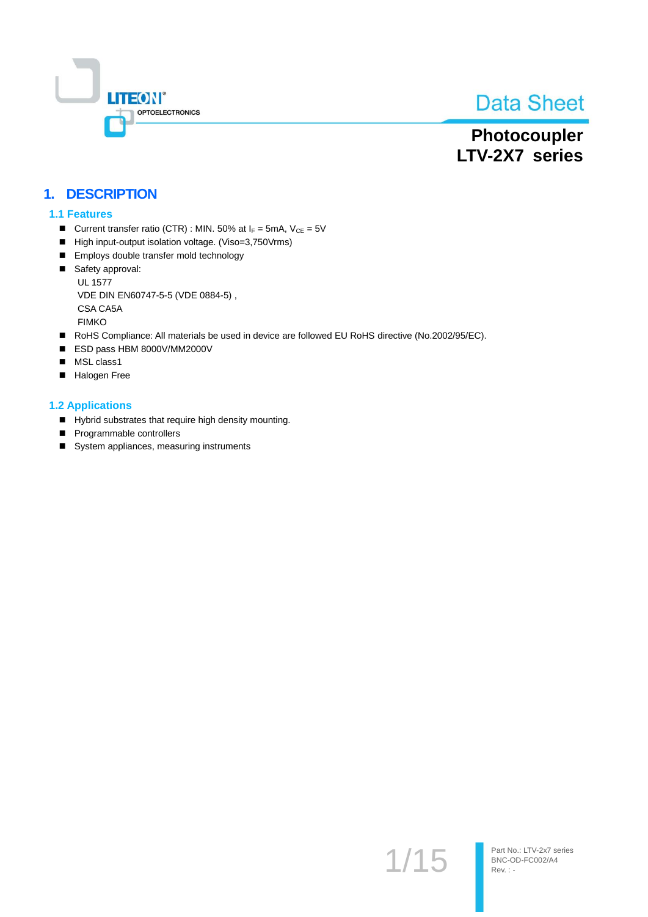# Data Sheet

## Photocoupler LTV-2X7 series

# 1. DESCRIPTION

## 1.1 Features

- Current transfer ratio (CTR) : MIN. 50% at $I_F$ = 5mA, $V_{CE}$ = 5V
- High input-output isolation voltage. (Viso=3,750Vrms)
- Employs double transfer mold technology
- Safety approval:
  UL 1577
  VDE DIN EN60747-5-5 (VDE 0884-5) ,
  CSA CA5A
  FIMKO
- RoHS Compliance: All materials be used in device are followed EU RoHS directive (No.2002/95/EC).
- ESD pass HBM 8000V/MM2000V
- MSL class1
- Halogen Free

## 1.2 Applications

- Hybrid substrates that require high density mounting.
- Programmable controllers
- System appliances, measuring instruments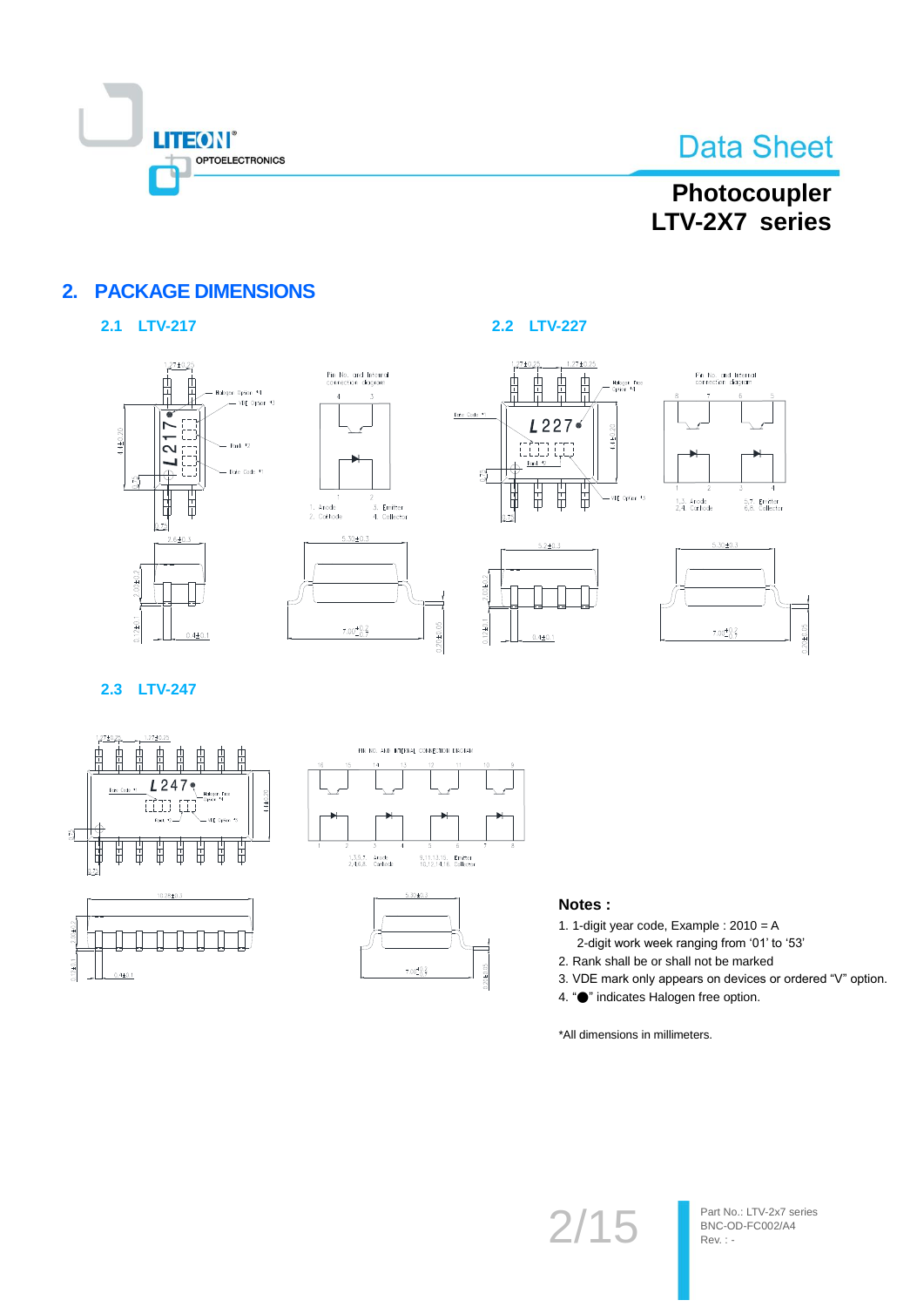## 2. PACKAGE DIMENSIONS

### 2.1 LTV-217

### 2.2 LTV-227

### 2.3 LTV-247

**Notes :**

1. 1-digit year code, Example : 2010 = A
   2-digit work week ranging from '01' to '53'
2. Rank shall be or shall not be marked
3. VDE mark only appears on devices or ordered "V" option.
4. "●" indicates Halogen free option.

*All dimensions in millimeters.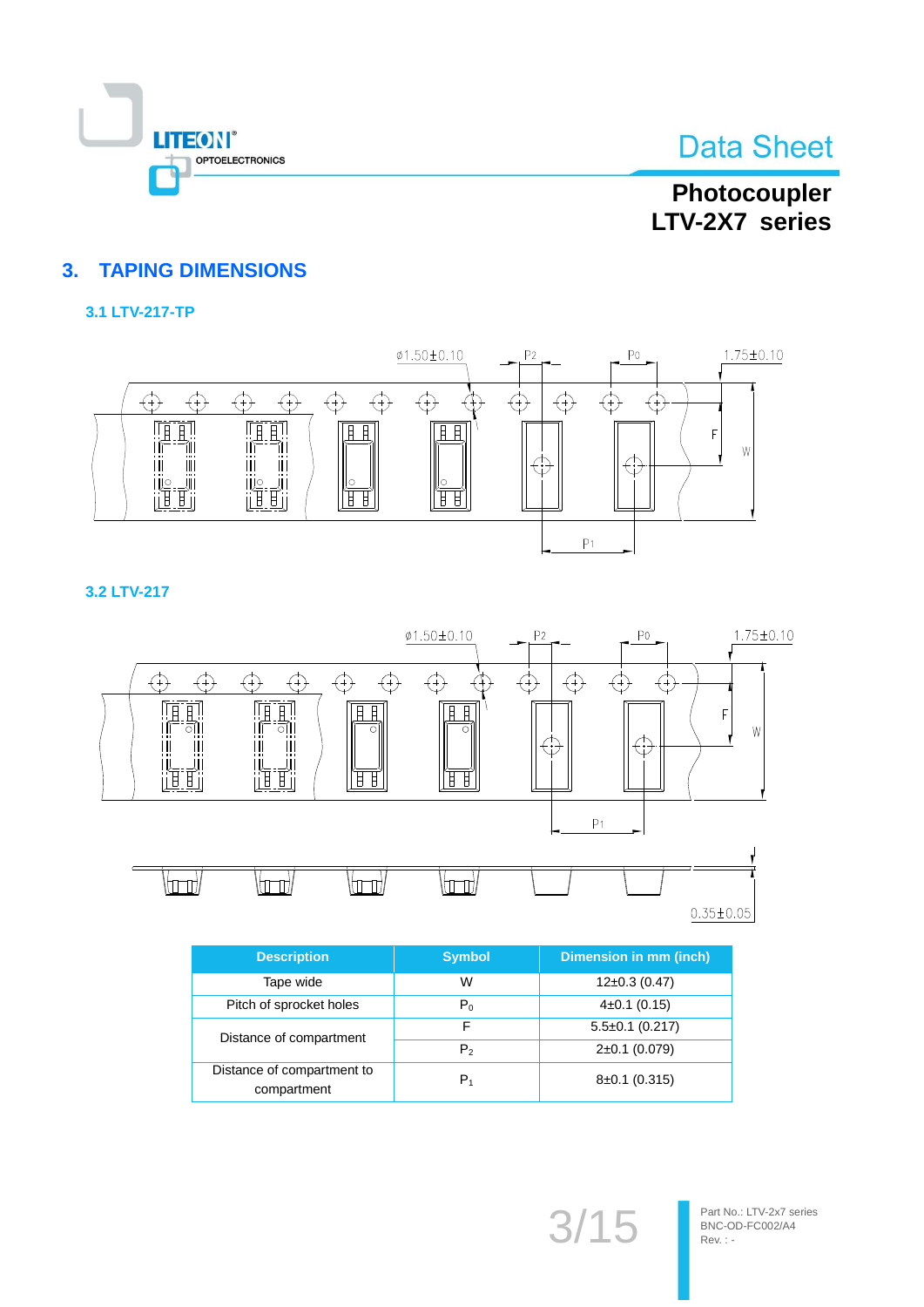## 3. TAPING DIMENSIONS

### 3.1 LTV-217-TP

ø1.50±0.10 P2 P0 1.75±0.10

F W

P1

### 3.2 LTV-217

ø1.50±0.10 P2 P0 1.75±0.10

F W

P1

0.35±0.05

| Description | Symbol | Dimension in mm (inch) |
|---|---|---|
| Tape wide | W | 12±0.3 (0.47) |
| Pitch of sprocket holes | $P_0$ | 4±0.1 (0.15) |
| Distance of compartment | F | 5.5±0.1 (0.217) |
| | $P_2$ | 2±0.1 (0.079) |
| Distance of compartment to compartment | $P_1$ | 8±0.1 (0.315) |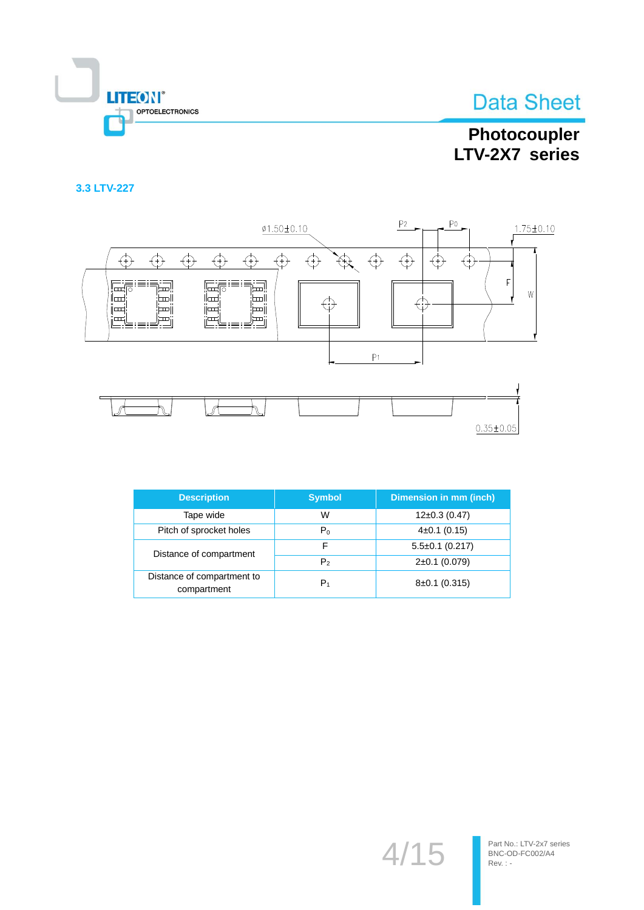### 3.3 LTV-227

| Description | Symbol | Dimension in mm (inch) |
|---|---|---|
| Tape wide | W | 12±0.3 (0.47) |
| Pitch of sprocket holes | $P_0$ | 4±0.1 (0.15) |
| Distance of compartment | F | 5.5±0.1 (0.217) |
| | $P_2$ | 2±0.1 (0.079) |
| Distance of compartment to compartment | $P_1$ | 8±0.1 (0.315) |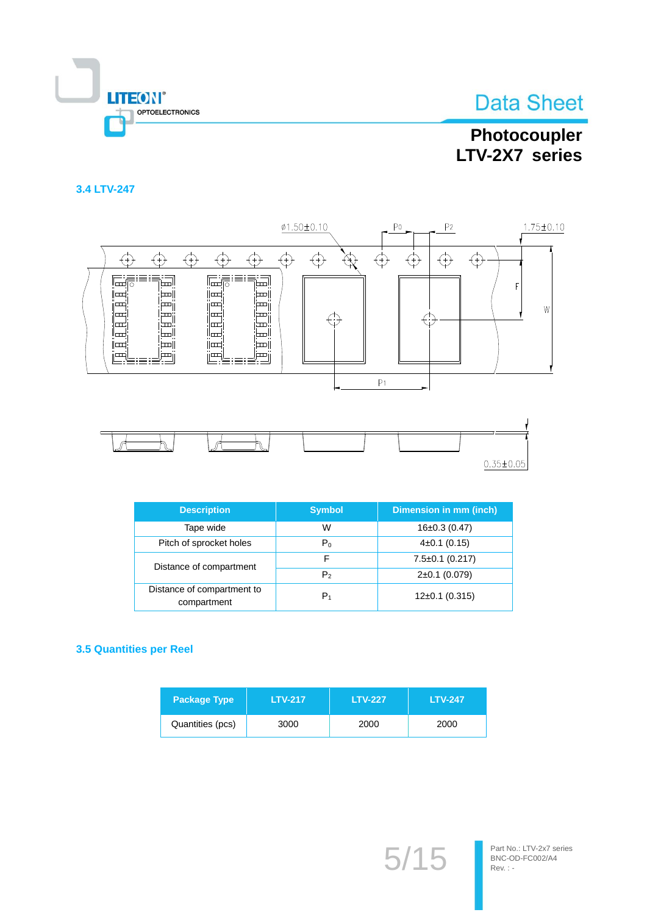### 3.4 LTV-247

| Description | Symbol | Dimension in mm (inch) |
|---|---|---|
| Tape wide | W | 16±0.3 (0.47) |
| Pitch of sprocket holes | $P_0$ | 4±0.1 (0.15) |
| Distance of compartment | F | 7.5±0.1 (0.217) |
| | $P_2$ | 2±0.1 (0.079) |
| Distance of compartment to compartment | $P_1$ | 12±0.1 (0.315) |

### 3.5 Quantities per Reel

| Package Type | LTV-217 | LTV-227 | LTV-247 |
|---|---|---|---|
| Quantities (pcs) | 3000 | 2000 | 2000 |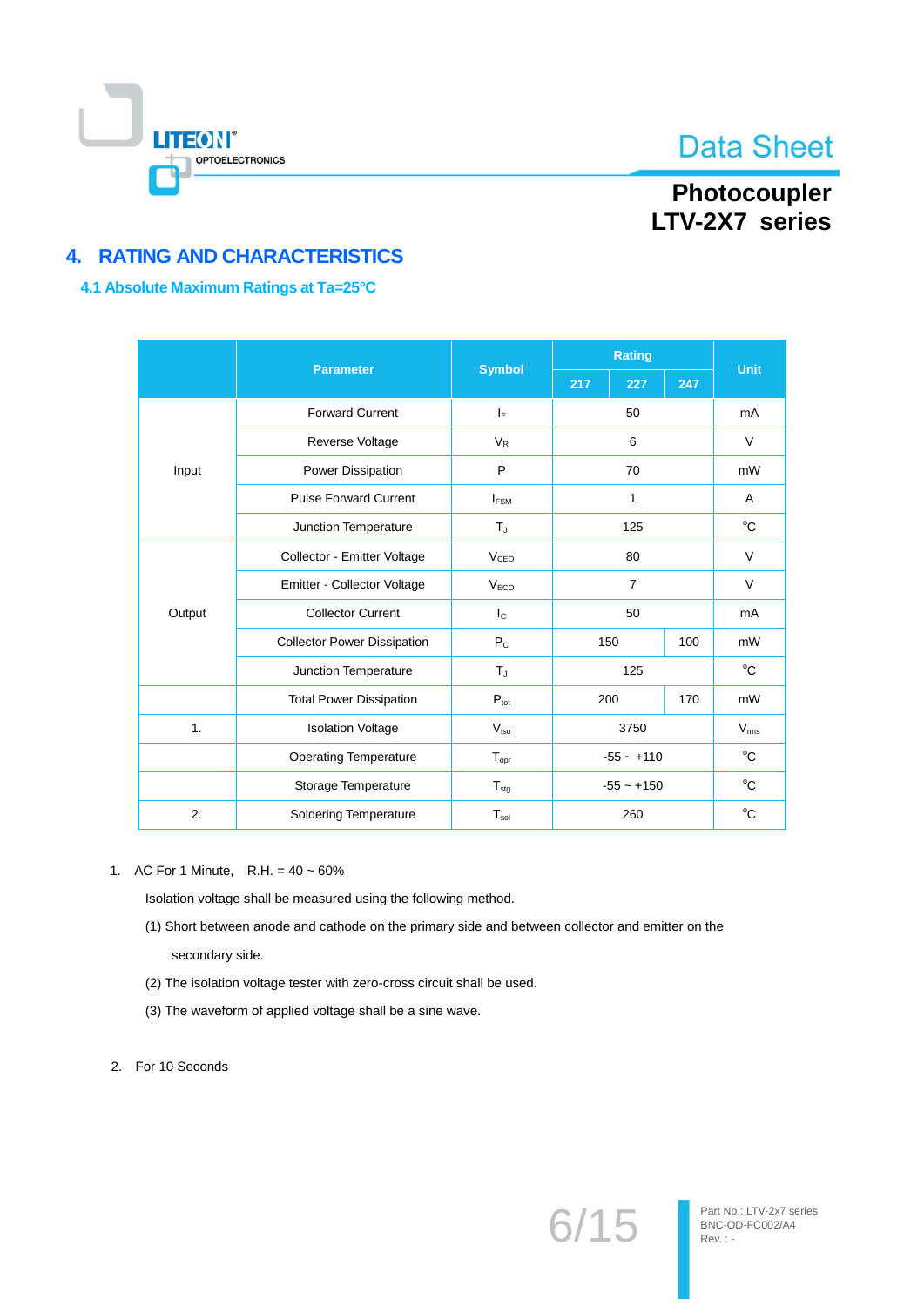## 4. RATING AND CHARACTERISTICS

### 4.1 Absolute Maximum Ratings at Ta=25°C

| | Parameter | Symbol | Rating | | | Unit |
|---|---|---|---|---|---|---|
| | | | 217 | 227 | 247 | |
| Input | Forward Current | $I_F$ | 50 | | | mA |
| | Reverse Voltage | $V_R$ | 6 | | | V |
| | Power Dissipation | P | 70 | | | mW |
| | Pulse Forward Current | $I_{FSM}$ | 1 | | | A |
| | Junction Temperature | $T_J$ | 125 | | | °C |
| Output | Collector - Emitter Voltage | $V_{CEO}$ | 80 | | | V |
| | Emitter - Collector Voltage | $V_{ECO}$ | 7 | | | V |
| | Collector Current | $I_C$ | 50 | | | mA |
| | Collector Power Dissipation | $P_C$ | 150 | | 100 | mW |
| | Junction Temperature | $T_J$ | 125 | | | °C |
| | Total Power Dissipation | $P_{tot}$ | 200 | | 170 | mW |
| 1. | Isolation Voltage | $V_{iso}$ | 3750 | | | $V_{rms}$ |
| | Operating Temperature | $T_{opr}$ | -55 ~ +110 | | | °C |
| | Storage Temperature | $T_{stg}$ | -55 ~ +150 | | | °C |
| 2. | Soldering Temperature | $T_{sol}$ | 260 | | | °C |

1. AC For 1 Minute, R.H. = 40 ~ 60%

   Isolation voltage shall be measured using the following method.

   (1) Short between anode and cathode on the primary side and between collector and emitter on the secondary side.

   (2) The isolation voltage tester with zero-cross circuit shall be used.

   (3) The waveform of applied voltage shall be a sine wave.

2. For 10 Seconds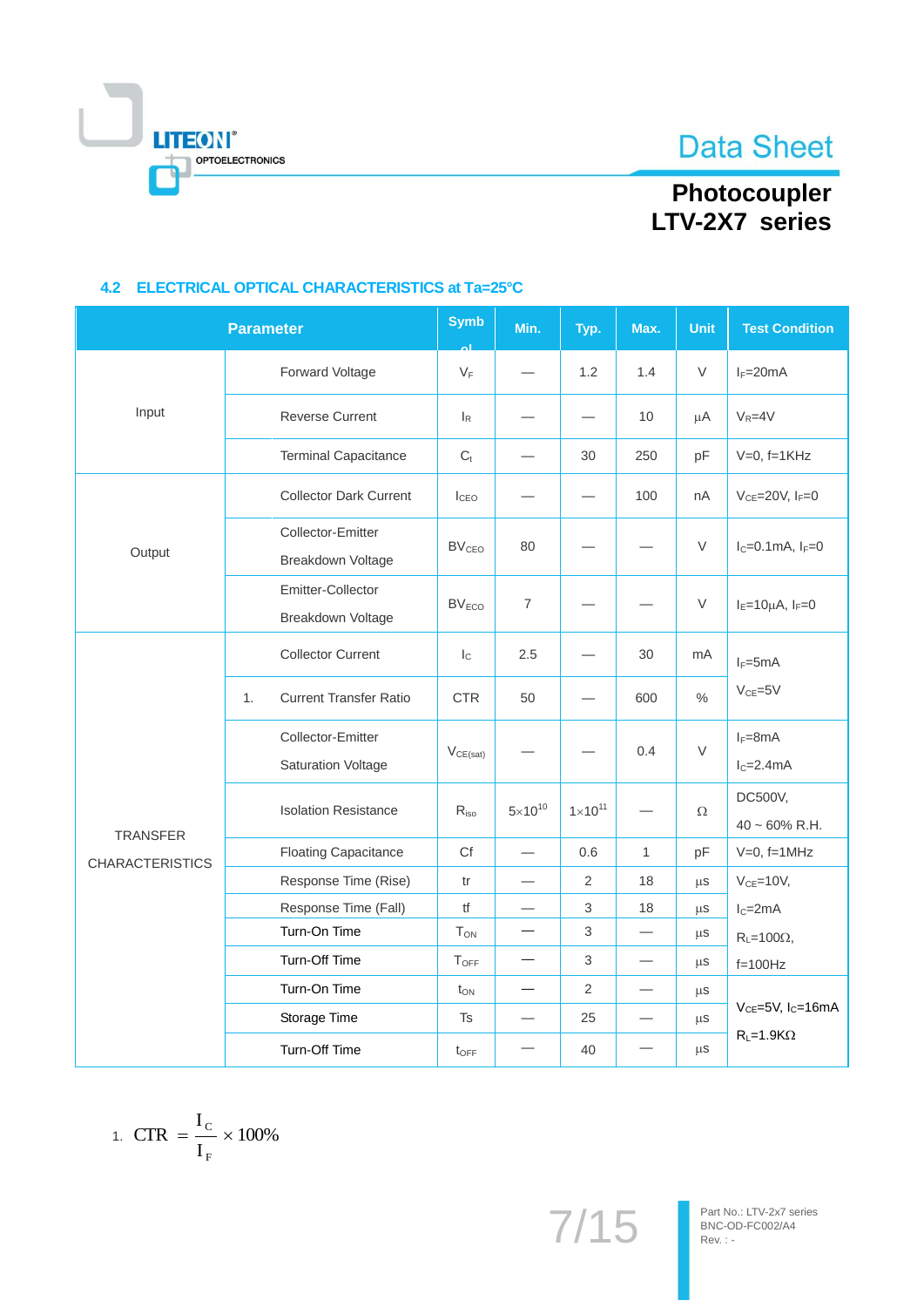## 4.2 ELECTRICAL OPTICAL CHARACTERISTICS at Ta=25°C

| Parameter | | Symbol | Min. | Typ. | Max. | Unit | Test Condition |
|---|---|---|---|---|---|---|---|
| Input | Forward Voltage | $V_F$ | — | 1.2 | 1.4 | V | $I_F$=20mA |
| | Reverse Current | $I_R$ | — | — | 10 | μA | $V_R$=4V |
| | Terminal Capacitance | $C_t$ | — | 30 | 250 | pF | V=0, f=1KHz |
| Output | Collector Dark Current | $I_{CEO}$ | — | — | 100 | nA | $V_{CE}$=20V, $I_F$=0 |
| | Collector-Emitter Breakdown Voltage | $BV_{CEO}$ | 80 | — | — | V | $I_C$=0.1mA, $I_F$=0 |
| | Emitter-Collector Breakdown Voltage | $BV_{ECO}$ | 7 | — | — | V | $I_E$=10μA, $I_F$=0 |
| TRANSFER CHARACTERISTICS | Collector Current | $I_C$ | 2.5 | — | 30 | mA | $I_F$=5mA $V_{CE}$=5V |
| | 1. Current Transfer Ratio | CTR | 50 | — | 600 | % | |
| | Collector-Emitter Saturation Voltage | $V_{CE(sat)}$ | — | — | 0.4 | V | $I_F$=8mA $I_C$=2.4mA |
| | Isolation Resistance | $R_{iso}$ | $5\times10^{10}$ | $1\times10^{11}$ | — | Ω | DC500V, 40 ~ 60% R.H. |
| | Floating Capacitance | Cf | — | 0.6 | 1 | pF | V=0, f=1MHz |
| | Response Time (Rise) | tr | — | 2 | 18 | μs | $V_{CE}$=10V, $I_C$=2mA $R_L$=100Ω, f=100Hz |
| | Response Time (Fall) | tf | — | 3 | 18 | μs | |
| | Turn-On Time | $T_{ON}$ | — | 3 | — | μs | |
| | Turn-Off Time | $T_{OFF}$ | — | 3 | — | μs | |
| | Turn-On Time | $t_{ON}$ | — | 2 | — | μs | $V_{CE}$=5V, $I_C$=16mA $R_L$=1.9KΩ |
| | Storage Time | Ts | — | 25 | — | μs | |
| | Turn-Off Time | $t_{OFF}$ | — | 40 | — | μs | |

1. $$CTR = \frac{I_C}{I_F} \times 100\%$$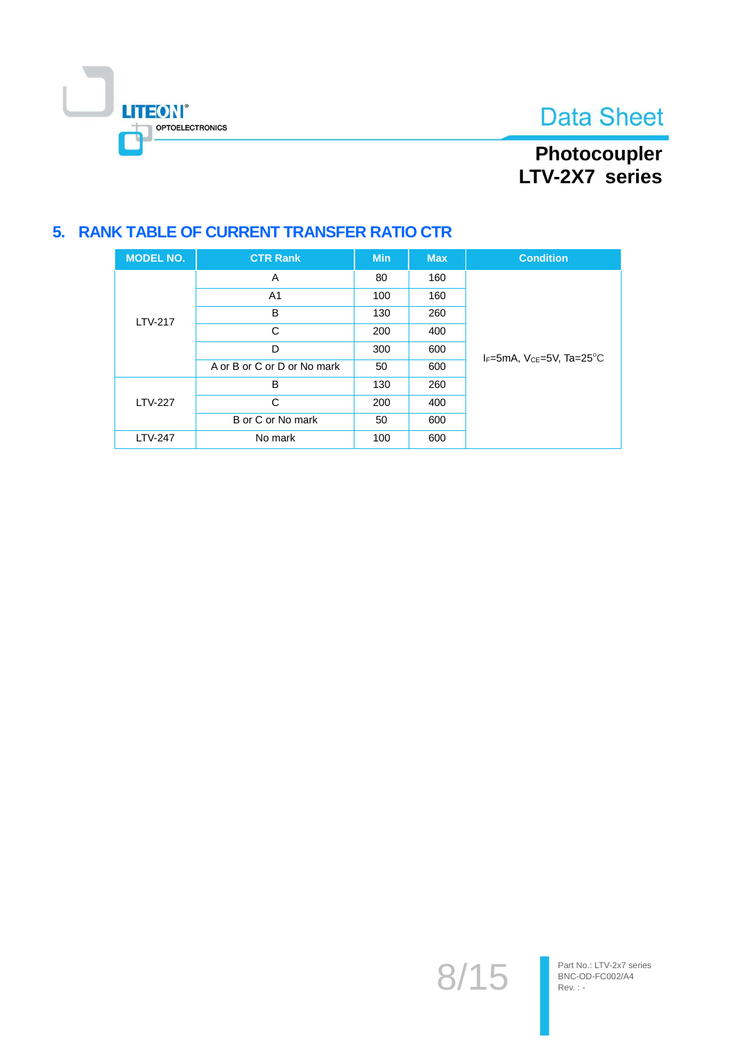## 5. RANK TABLE OF CURRENT TRANSFER RATIO CTR

| MODEL NO. | CTR Rank | Min | Max | Condition |
|---|---|---|---|---|
| LTV-217 | A | 80 | 160 | $I_F$=5mA, $V_{CE}$=5V, Ta=25°C |
| | A1 | 100 | 160 | |
| | B | 130 | 260 | |
| | C | 200 | 400 | |
| | D | 300 | 600 | |
| | A or B or C or D or No mark | 50 | 600 | |
| LTV-227 | B | 130 | 260 | |
| | C | 200 | 400 | |
| | B or C or No mark | 50 | 600 | |
| LTV-247 | No mark | 100 | 600 | |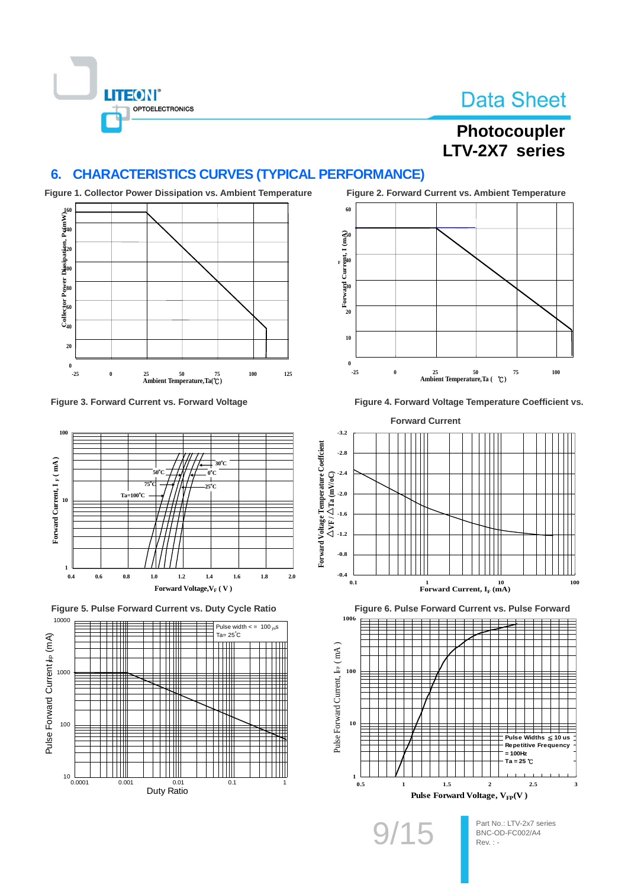## 6. CHARACTERISTICS CURVES (TYPICAL PERFORMANCE)

**Figure 1. Collector Power Dissipation vs. Ambient Temperature**

**Figure 2. Forward Current vs. Ambient Temperature**

**Figure 3. Forward Current vs. Forward Voltage**

**Figure 4. Forward Voltage Temperature Coefficient vs. Forward Current**

**Figure 5. Pulse Forward Current vs. Duty Cycle Ratio**

**Figure 6. Pulse Forward Current vs. Pulse Forward**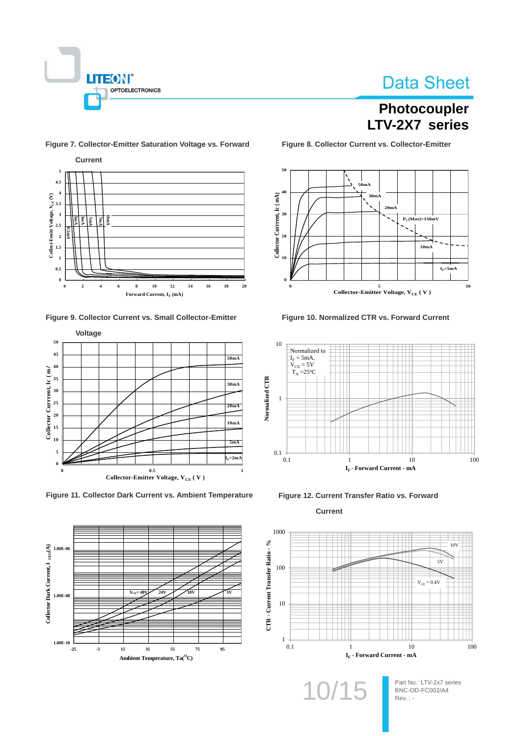Figure 7. Collector-Emitter Saturation Voltage vs. Forward Current

Figure 8. Collector Current vs. Collector-Emitter

Figure 9. Collector Current vs. Small Collector-Emitter Voltage

Figure 10. Normalized CTR vs. Forward Current

Figure 11. Collector Dark Current vs. Ambient Temperature

Figure 12. Current Transfer Ratio vs. Forward Current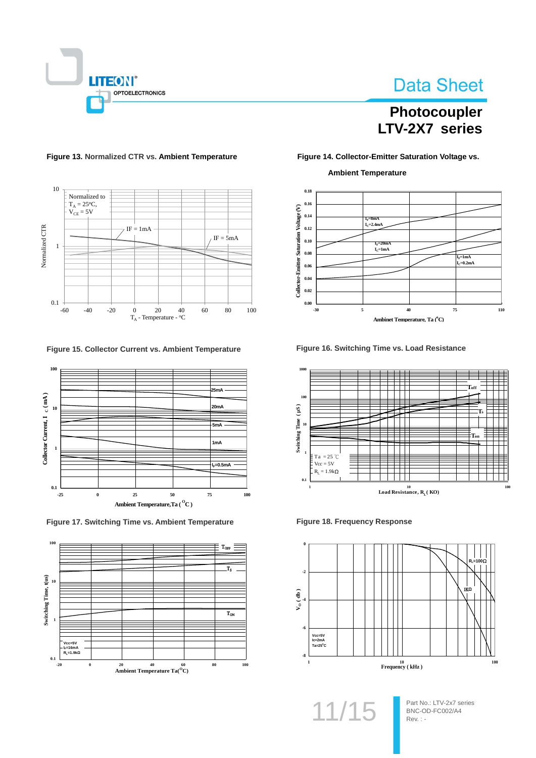# Photocoupler LTV-2X7 series

**Figure 13.** Normalized CTR vs. Ambient Temperature

Normalized to $T_A$ = 25°C, $V_{CE}$ = 5V

IF = 1mA

IF = 5mA

Normalized CTR

$T_A$ - Temperature - °C

**Figure 14. Collector-Emitter Saturation Voltage vs. Ambient Temperature**

$I_F$=8mA, $I_C$=2.4mA

$I_F$=20mA, $I_C$=1mA

$I_F$=1mA, $I_C$=0.2mA

Collector-Emitter Saturation Voltage (V)

Ambinet Temperature, Ta (°C)

**Figure 15. Collector Current vs. Ambient Temperature**

25mA

20mA

5mA

1mA

$I_F$=0.5mA

Collector Current, I C (mA)

Ambient Temperature,Ta (°C)

**Figure 16. Switching Time vs. Load Resistance**

Toff

Ts

Ton

Ta = 25 ℃, Vcc = 5V, $R_L$ = 1.9kΩ

Switching Time (μS)

Load Resistance, $R_L$ (KΩ)

**Figure 17. Switching Time vs. Ambient Temperature**

$T_{OFF}$

$T_S$

$T_{ON}$

Vcc=5V, $I_F$=16mA, $R_L$=1.9kΩ

Switching Time, t(us)

Ambient Temperature Ta(°C)

**Figure 18. Frequency Response**

$R_L$=100Ω

IKΩ

Vcc=5V, Ic=2mA, Ta=25°C

$V_O$ (db)

Frequency (kHz)

Part No.: LTV-2x7 series
BNC-OD-FC002/A4
Rev. : -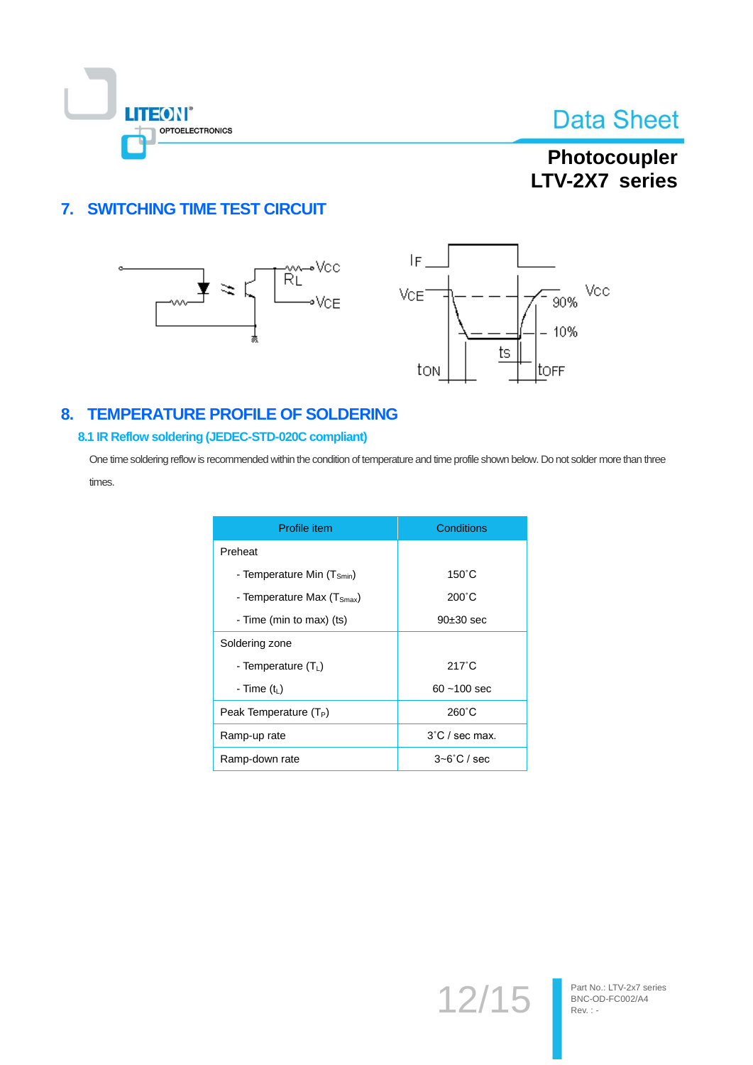## 7. SWITCHING TIME TEST CIRCUIT

## 8. TEMPERATURE PROFILE OF SOLDERING

### 8.1 IR Reflow soldering (JEDEC-STD-020C compliant)

One time soldering reflow is recommended within the condition of temperature and time profile shown below. Do not solder more than three times.

| Profile item | Conditions |
|---|---|
| Preheat | |
| - Temperature Min ($T_{Smin}$) | 150˚C |
| - Temperature Max ($T_{Smax}$) | 200˚C |
| - Time (min to max) (ts) | 90±30 sec |
| Soldering zone | |
| - Temperature ($T_L$) | 217˚C |
| - Time ($t_L$) | 60 ~100 sec |
| Peak Temperature ($T_P$) | 260˚C |
| Ramp-up rate | 3˚C / sec max. |
| Ramp-down rate | 3~6˚C / sec |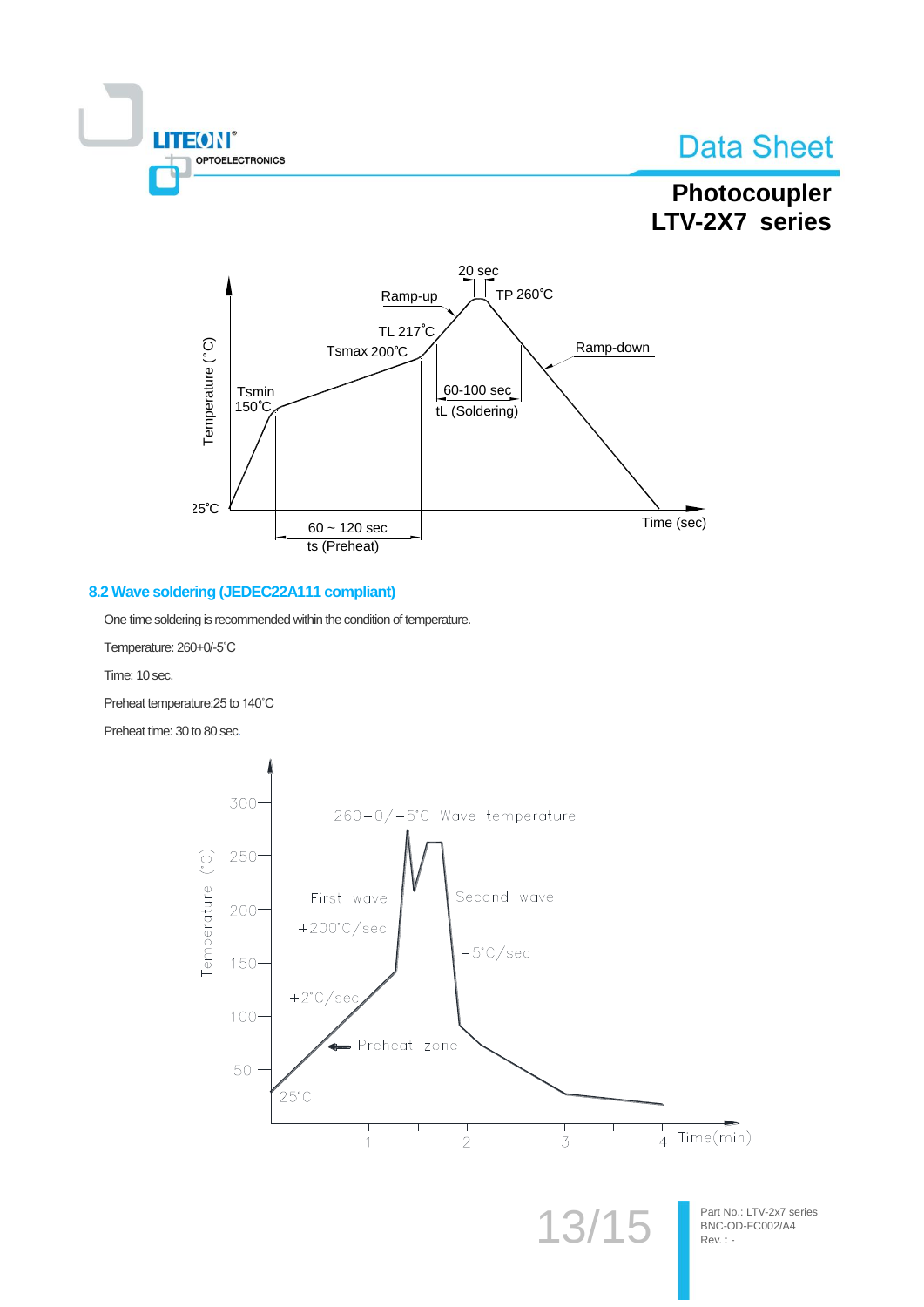## 8.2 Wave soldering (JEDEC22A111 compliant)

One time soldering is recommended within the condition of temperature.

Temperature: 260+0/-5˚C

Time: 10 sec.

Preheat temperature:25 to 140˚C

Preheat time: 30 to 80 sec.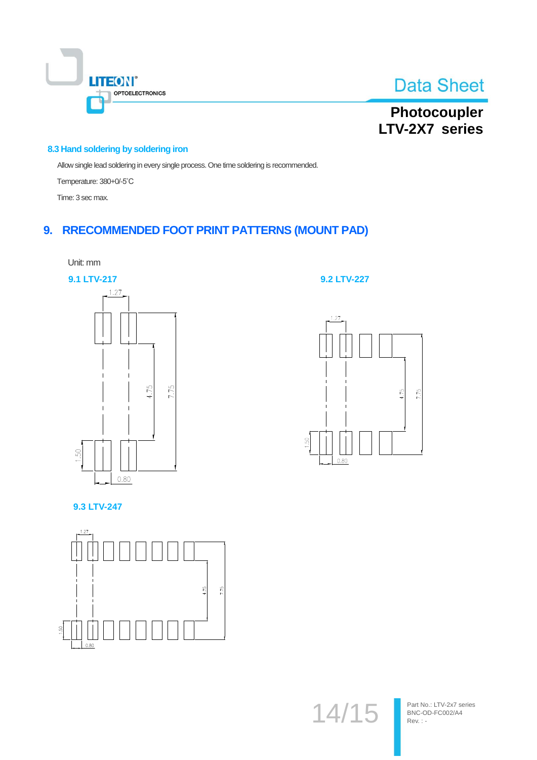### 8.3 Hand soldering by soldering iron

Allow single lead soldering in every single process. One time soldering is recommended.

Temperature: 380+0/-5°C

Time: 3 sec max.

## 9. RRECOMMENDED FOOT PRINT PATTERNS (MOUNT PAD)

Unit: mm

### 9.1 LTV-217

1.27

4.75

7.75

1.50

0.80

### 9.2 LTV-227

1.27

4.75

7.75

1.50

0.80

### 9.3 LTV-247

1.27

4.75

7.75

1.50

0.80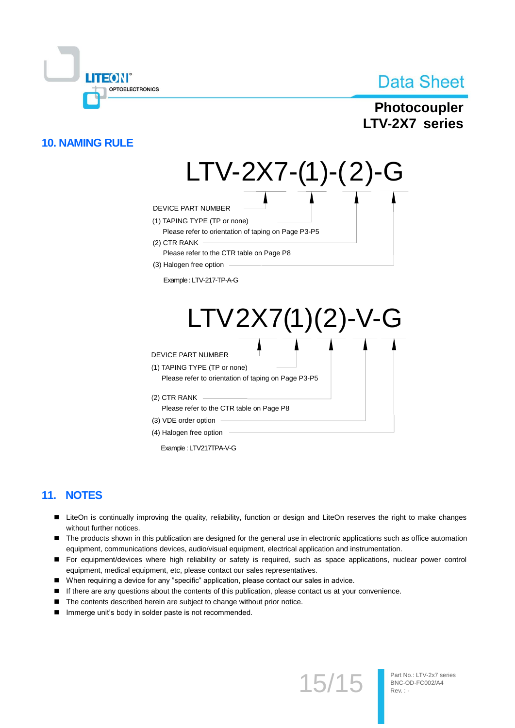## 10. NAMING RULE

LTV-2X7-(1)-(2)-G

DEVICE PART NUMBER

(1) TAPING TYPE (TP or none)

Please refer to orientation of taping on Page P3-P5

(2) CTR RANK

Please refer to the CTR table on Page P8

(3) Halogen free option

Example : LTV-217-TP-A-G

LTV2X7(1)(2)-V-G

DEVICE PART NUMBER

(1) TAPING TYPE (TP or none)

Please refer to orientation of taping on Page P3-P5

(2) CTR RANK

Please refer to the CTR table on Page P8

(3) VDE order option

(4) Halogen free option

Example : LTV217TPA-V-G

## 11. NOTES

- LiteOn is continually improving the quality, reliability, function or design and LiteOn reserves the right to make changes without further notices.
- The products shown in this publication are designed for the general use in electronic applications such as office automation equipment, communications devices, audio/visual equipment, electrical application and instrumentation.
- For equipment/devices where high reliability or safety is required, such as space applications, nuclear power control equipment, medical equipment, etc, please contact our sales representatives.
- When requiring a device for any "specific" application, please contact our sales in advice.
- If there are any questions about the contents of this publication, please contact us at your convenience.
- The contents described herein are subject to change without prior notice.
- Immerge unit's body in solder paste is not recommended.